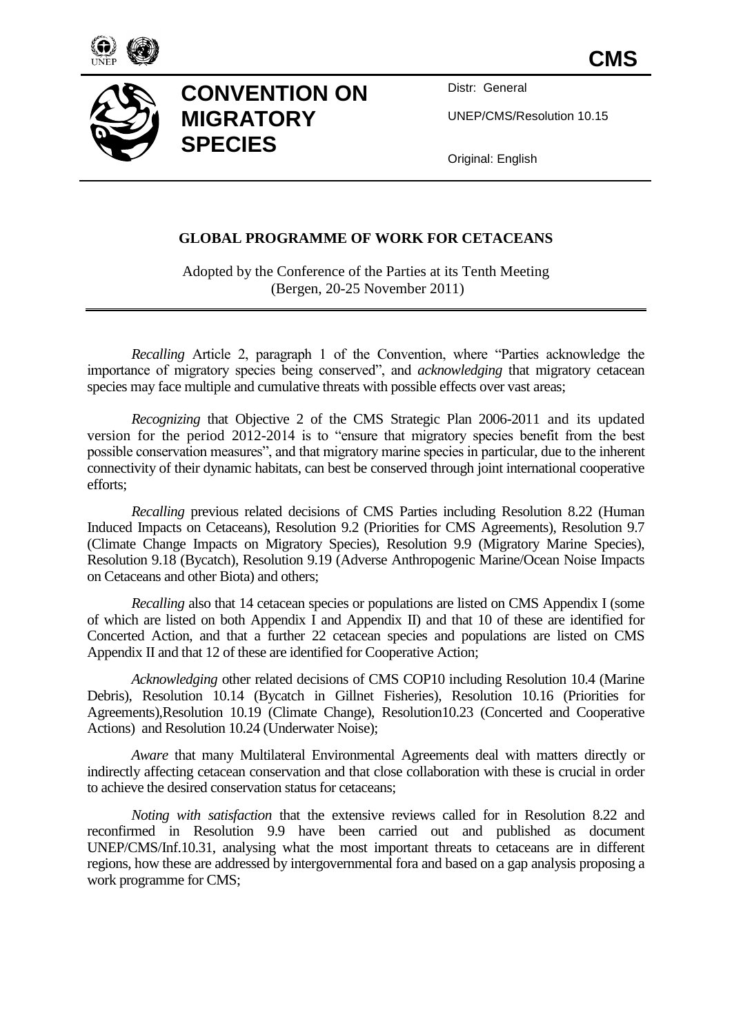**CMS**

# CONVENTION ON MIGRATORY SPECIES

Distr: General

UNEP/CMS/Resolution 10.15

Original: English

## GLOBAL PROGRAMME OF WORK FOR CETACEANS

Adopted by the Conference of the Parties at its Tenth Meeting (Bergen, 20-25 November 2011)

*Recalling* Article 2, paragraph 1 of the Convention, where "Parties acknowledge the importance of migratory species being conserved", and *acknowledging* that migratory cetacean species may face multiple and cumulative threats with possible effects over vast areas;

*Recognizing* that Objective 2 of the CMS Strategic Plan 2006-2011 and its updated version for the period 2012-2014 is to "ensure that migratory species benefit from the best possible conservation measures", and that migratory marine species in particular, due to the inherent connectivity of their dynamic habitats, can best be conserved through joint international cooperative efforts;

*Recalling* previous related decisions of CMS Parties including Resolution 8.22 (Human Induced Impacts on Cetaceans), Resolution 9.2 (Priorities for CMS Agreements), Resolution 9.7 (Climate Change Impacts on Migratory Species), Resolution 9.9 (Migratory Marine Species), Resolution 9.18 (Bycatch), Resolution 9.19 (Adverse Anthropogenic Marine/Ocean Noise Impacts on Cetaceans and other Biota) and others;

*Recalling* also that 14 cetacean species or populations are listed on CMS Appendix I (some of which are listed on both Appendix I and Appendix II) and that 10 of these are identified for Concerted Action, and that a further 22 cetacean species and populations are listed on CMS Appendix II and that 12 of these are identified for Cooperative Action;

*Acknowledging* other related decisions of CMS COP10 including Resolution 10.4 (Marine Debris), Resolution 10.14 (Bycatch in Gillnet Fisheries), Resolution 10.16 (Priorities for Agreements),Resolution 10.19 (Climate Change), Resolution10.23 (Concerted and Cooperative Actions) and Resolution 10.24 (Underwater Noise);

*Aware* that many Multilateral Environmental Agreements deal with matters directly or indirectly affecting cetacean conservation and that close collaboration with these is crucial in order to achieve the desired conservation status for cetaceans;

*Noting with satisfaction* that the extensive reviews called for in Resolution 8.22 and reconfirmed in Resolution 9.9 have been carried out and published as document UNEP/CMS/Inf.10.31, analysing what the most important threats to cetaceans are in different regions, how these are addressed by intergovernmental fora and based on a gap analysis proposing a work programme for CMS;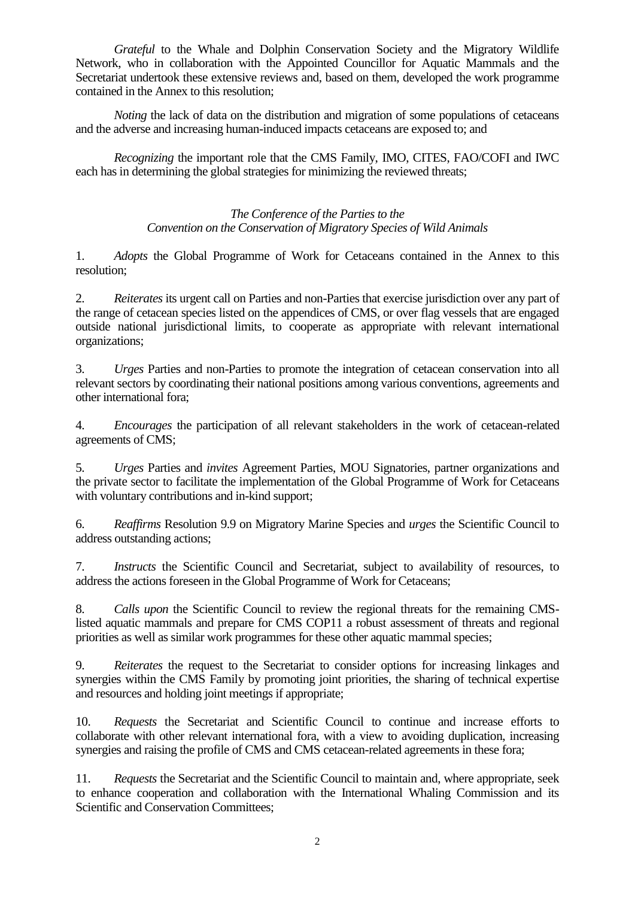*Grateful* to the Whale and Dolphin Conservation Society and the Migratory Wildlife Network, who in collaboration with the Appointed Councillor for Aquatic Mammals and the Secretariat undertook these extensive reviews and, based on them, developed the work programme contained in the Annex to this resolution;

*Noting* the lack of data on the distribution and migration of some populations of cetaceans and the adverse and increasing human-induced impacts cetaceans are exposed to; and

*Recognizing* the important role that the CMS Family, IMO, CITES, FAO/COFI and IWC each has in determining the global strategies for minimizing the reviewed threats;

*The Conference of the Parties to the Convention on the Conservation of Migratory Species of Wild Animals*

1. *Adopts* the Global Programme of Work for Cetaceans contained in the Annex to this resolution;

2. *Reiterates* its urgent call on Parties and non-Parties that exercise jurisdiction over any part of the range of cetacean species listed on the appendices of CMS, or over flag vessels that are engaged outside national jurisdictional limits, to cooperate as appropriate with relevant international organizations;

3. *Urges* Parties and non-Parties to promote the integration of cetacean conservation into all relevant sectors by coordinating their national positions among various conventions, agreements and other international fora;

4. *Encourages* the participation of all relevant stakeholders in the work of cetacean-related agreements of CMS;

5. *Urges* Parties and *invites* Agreement Parties, MOU Signatories, partner organizations and the private sector to facilitate the implementation of the Global Programme of Work for Cetaceans with voluntary contributions and in-kind support;

6. *Reaffirms* Resolution 9.9 on Migratory Marine Species and *urges* the Scientific Council to address outstanding actions;

7. *Instructs* the Scientific Council and Secretariat, subject to availability of resources, to address the actions foreseen in the Global Programme of Work for Cetaceans;

8. *Calls upon* the Scientific Council to review the regional threats for the remaining CMS-listed aquatic mammals and prepare for CMS COP11 a robust assessment of threats and regional priorities as well as similar work programmes for these other aquatic mammal species;

9. *Reiterates* the request to the Secretariat to consider options for increasing linkages and synergies within the CMS Family by promoting joint priorities, the sharing of technical expertise and resources and holding joint meetings if appropriate;

10. *Requests* the Secretariat and Scientific Council to continue and increase efforts to collaborate with other relevant international fora, with a view to avoiding duplication, increasing synergies and raising the profile of CMS and CMS cetacean-related agreements in these fora;

11. *Requests* the Secretariat and the Scientific Council to maintain and, where appropriate, seek to enhance cooperation and collaboration with the International Whaling Commission and its Scientific and Conservation Committees;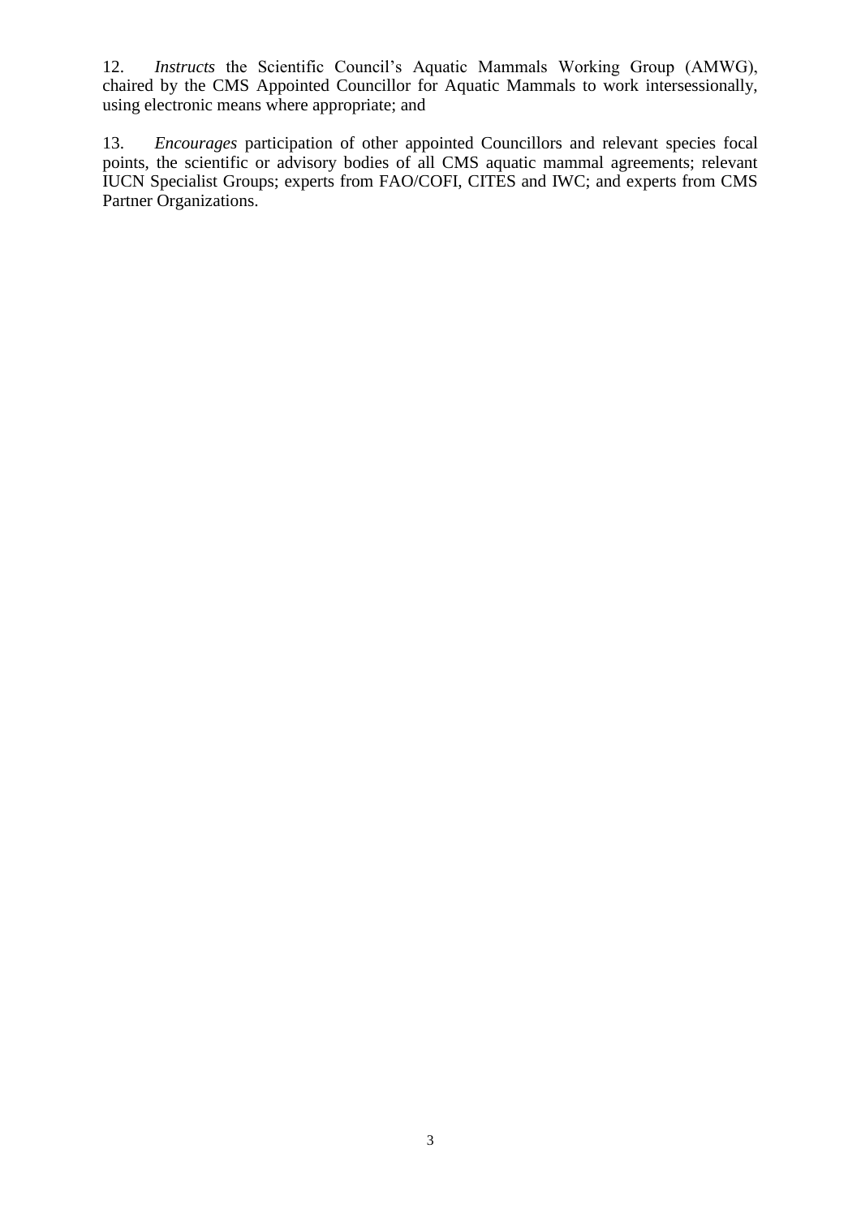12. *Instructs* the Scientific Council's Aquatic Mammals Working Group (AMWG), chaired by the CMS Appointed Councillor for Aquatic Mammals to work intersessionally, using electronic means where appropriate; and

13. *Encourages* participation of other appointed Councillors and relevant species focal points, the scientific or advisory bodies of all CMS aquatic mammal agreements; relevant IUCN Specialist Groups; experts from FAO/COFI, CITES and IWC; and experts from CMS Partner Organizations.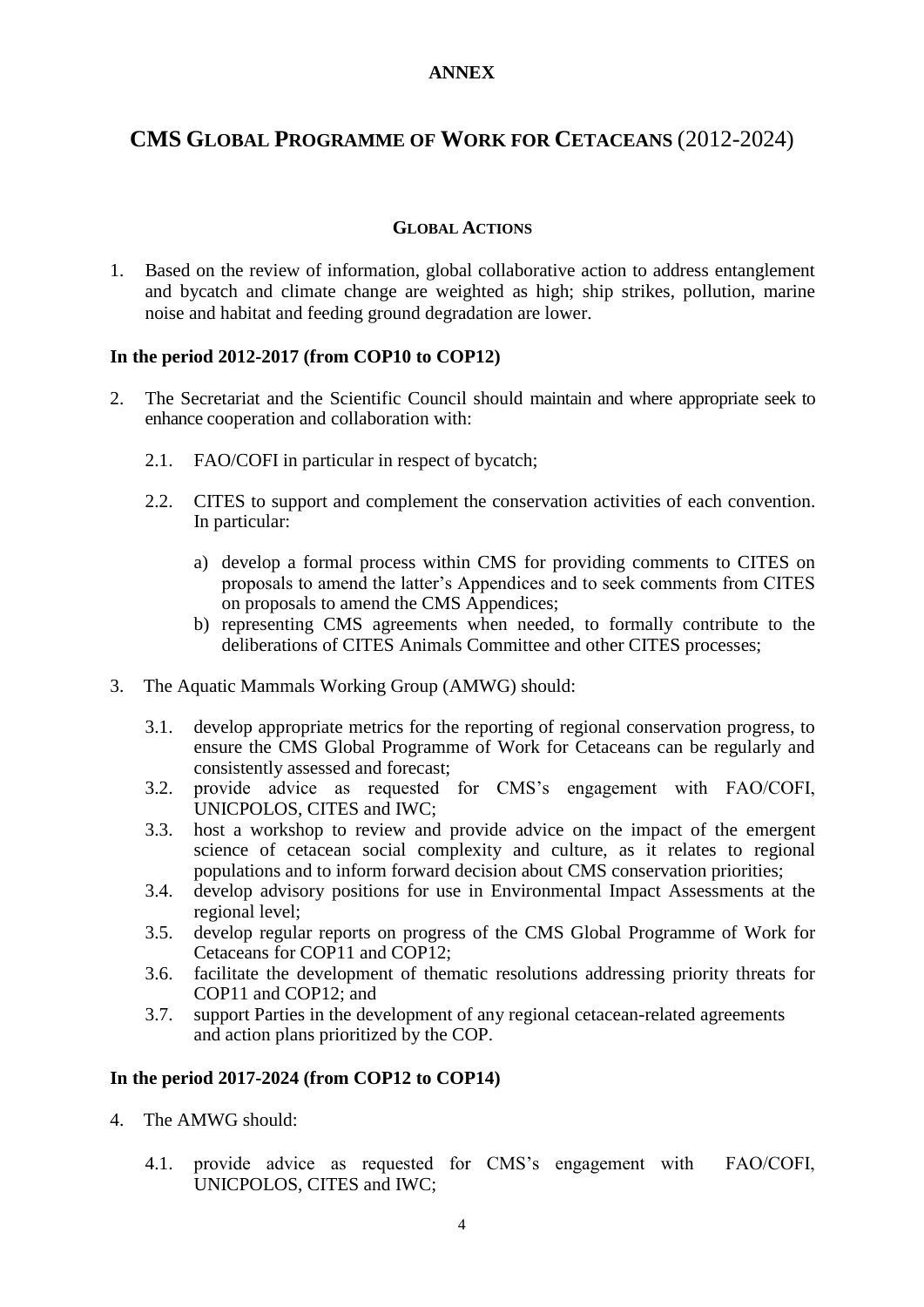**ANNEX**

# CMS GLOBAL PROGRAMME OF WORK FOR CETACEANS (2012-2024)

## GLOBAL ACTIONS

1. Based on the review of information, global collaborative action to address entanglement and bycatch and climate change are weighted as high; ship strikes, pollution, marine noise and habitat and feeding ground degradation are lower.

**In the period 2012-2017 (from COP10 to COP12)**

2. The Secretariat and the Scientific Council should maintain and where appropriate seek to enhance cooperation and collaboration with:

   2.1. FAO/COFI in particular in respect of bycatch;

   2.2. CITES to support and complement the conservation activities of each convention. In particular:

      a) develop a formal process within CMS for providing comments to CITES on proposals to amend the latter's Appendices and to seek comments from CITES on proposals to amend the CMS Appendices;
      b) representing CMS agreements when needed, to formally contribute to the deliberations of CITES Animals Committee and other CITES processes;

3. The Aquatic Mammals Working Group (AMWG) should:

   3.1. develop appropriate metrics for the reporting of regional conservation progress, to ensure the CMS Global Programme of Work for Cetaceans can be regularly and consistently assessed and forecast;
   3.2. provide advice as requested for CMS's engagement with FAO/COFI, UNICPOLOS, CITES and IWC;
   3.3. host a workshop to review and provide advice on the impact of the emergent science of cetacean social complexity and culture, as it relates to regional populations and to inform forward decision about CMS conservation priorities;
   3.4. develop advisory positions for use in Environmental Impact Assessments at the regional level;
   3.5. develop regular reports on progress of the CMS Global Programme of Work for Cetaceans for COP11 and COP12;
   3.6. facilitate the development of thematic resolutions addressing priority threats for COP11 and COP12; and
   3.7. support Parties in the development of any regional cetacean-related agreements and action plans prioritized by the COP.

**In the period 2017-2024 (from COP12 to COP14)**

4. The AMWG should:

   4.1. provide advice as requested for CMS's engagement with FAO/COFI, UNICPOLOS, CITES and IWC;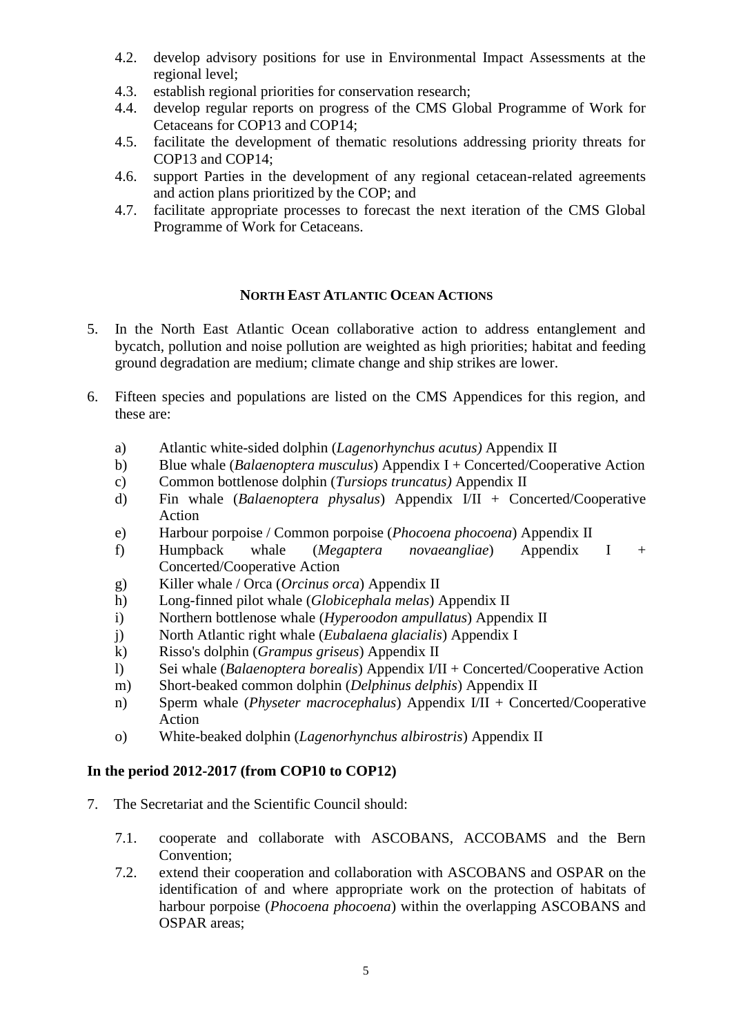4.2. develop advisory positions for use in Environmental Impact Assessments at the regional level;
4.3. establish regional priorities for conservation research;
4.4. develop regular reports on progress of the CMS Global Programme of Work for Cetaceans for COP13 and COP14;
4.5. facilitate the development of thematic resolutions addressing priority threats for COP13 and COP14;
4.6. support Parties in the development of any regional cetacean-related agreements and action plans prioritized by the COP; and
4.7. facilitate appropriate processes to forecast the next iteration of the CMS Global Programme of Work for Cetaceans.

## NORTH EAST ATLANTIC OCEAN ACTIONS

5. In the North East Atlantic Ocean collaborative action to address entanglement and bycatch, pollution and noise pollution are weighted as high priorities; habitat and feeding ground degradation are medium; climate change and ship strikes are lower.

6. Fifteen species and populations are listed on the CMS Appendices for this region, and these are:

    a) Atlantic white-sided dolphin (*Lagenorhynchus acutus)* Appendix II
    b) Blue whale (*Balaenoptera musculus*) Appendix I + Concerted/Cooperative Action
    c) Common bottlenose dolphin (*Tursiops truncatus)* Appendix II
    d) Fin whale (*Balaenoptera physalus*) Appendix I/II + Concerted/Cooperative Action
    e) Harbour porpoise / Common porpoise (*Phocoena phocoena*) Appendix II
    f) Humpback whale (*Megaptera novaeangliae*) Appendix I + Concerted/Cooperative Action
    g) Killer whale / Orca (*Orcinus orca*) Appendix II
    h) Long-finned pilot whale (*Globicephala melas*) Appendix II
    i) Northern bottlenose whale (*Hyperoodon ampullatus*) Appendix II
    j) North Atlantic right whale (*Eubalaena glacialis*) Appendix I
    k) Risso's dolphin (*Grampus griseus*) Appendix II
    l) Sei whale (*Balaenoptera borealis*) Appendix I/II + Concerted/Cooperative Action
    m) Short-beaked common dolphin (*Delphinus delphis*) Appendix II
    n) Sperm whale (*Physeter macrocephalus*) Appendix I/II + Concerted/Cooperative Action
    o) White-beaked dolphin (*Lagenorhynchus albirostris*) Appendix II

**In the period 2012-2017 (from COP10 to COP12)**

7. The Secretariat and the Scientific Council should:

    7.1. cooperate and collaborate with ASCOBANS, ACCOBAMS and the Bern Convention;
    7.2. extend their cooperation and collaboration with ASCOBANS and OSPAR on the identification of and where appropriate work on the protection of habitats of harbour porpoise (*Phocoena phocoena*) within the overlapping ASCOBANS and OSPAR areas;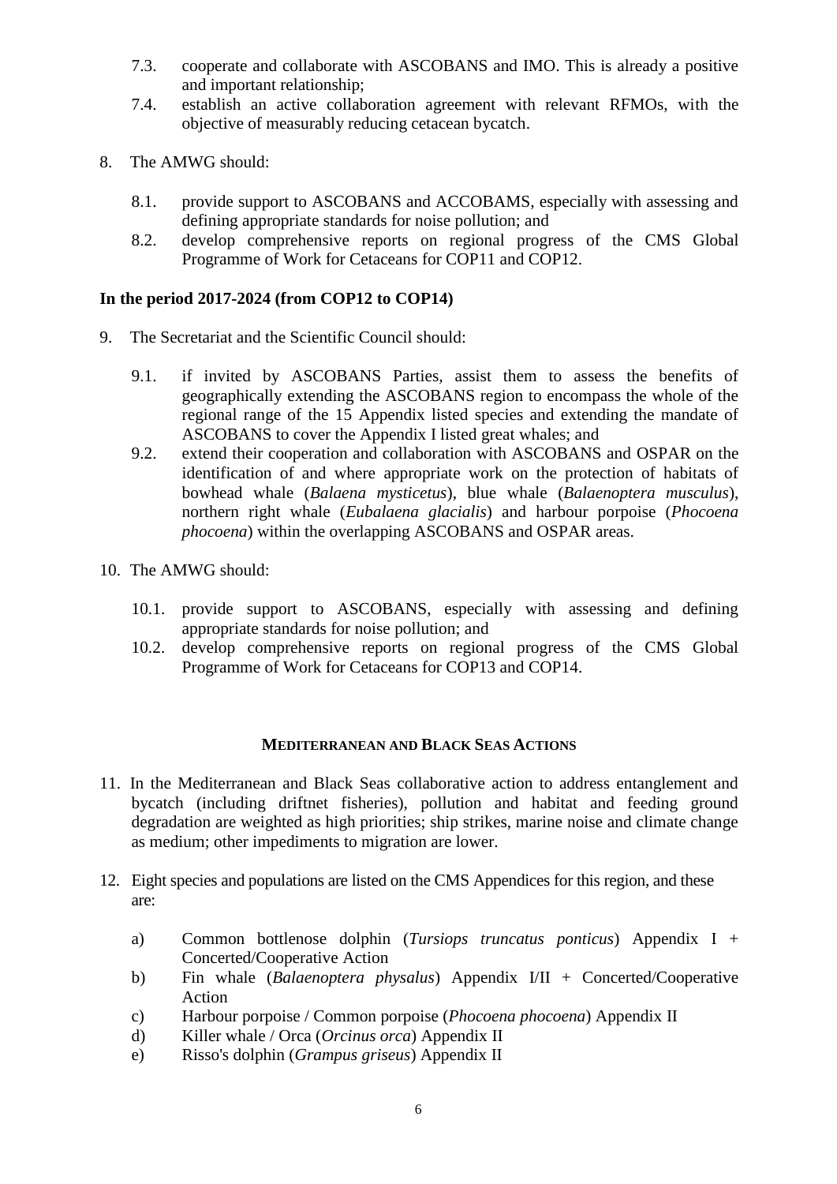7.3. cooperate and collaborate with ASCOBANS and IMO. This is already a positive and important relationship;

7.4. establish an active collaboration agreement with relevant RFMOs, with the objective of measurably reducing cetacean bycatch.

8. The AMWG should:

    8.1. provide support to ASCOBANS and ACCOBAMS, especially with assessing and defining appropriate standards for noise pollution; and

    8.2. develop comprehensive reports on regional progress of the CMS Global Programme of Work for Cetaceans for COP11 and COP12.

**In the period 2017-2024 (from COP12 to COP14)**

9. The Secretariat and the Scientific Council should:

    9.1. if invited by ASCOBANS Parties, assist them to assess the benefits of geographically extending the ASCOBANS region to encompass the whole of the regional range of the 15 Appendix listed species and extending the mandate of ASCOBANS to cover the Appendix I listed great whales; and

    9.2. extend their cooperation and collaboration with ASCOBANS and OSPAR on the identification of and where appropriate work on the protection of habitats of bowhead whale (*Balaena mysticetus*), blue whale (*Balaenoptera musculus*), northern right whale (*Eubalaena glacialis*) and harbour porpoise (*Phocoena phocoena*) within the overlapping ASCOBANS and OSPAR areas.

10. The AMWG should:

    10.1. provide support to ASCOBANS, especially with assessing and defining appropriate standards for noise pollution; and

    10.2. develop comprehensive reports on regional progress of the CMS Global Programme of Work for Cetaceans for COP13 and COP14.

## MEDITERRANEAN AND BLACK SEAS ACTIONS

11. In the Mediterranean and Black Seas collaborative action to address entanglement and bycatch (including driftnet fisheries), pollution and habitat and feeding ground degradation are weighted as high priorities; ship strikes, marine noise and climate change as medium; other impediments to migration are lower.

12. Eight species and populations are listed on the CMS Appendices for this region, and these are:

    a) Common bottlenose dolphin (*Tursiops truncatus ponticus*) Appendix I + Concerted/Cooperative Action
    b) Fin whale (*Balaenoptera physalus*) Appendix I/II + Concerted/Cooperative Action
    c) Harbour porpoise / Common porpoise (*Phocoena phocoena*) Appendix II
    d) Killer whale / Orca (*Orcinus orca*) Appendix II
    e) Risso's dolphin (*Grampus griseus*) Appendix II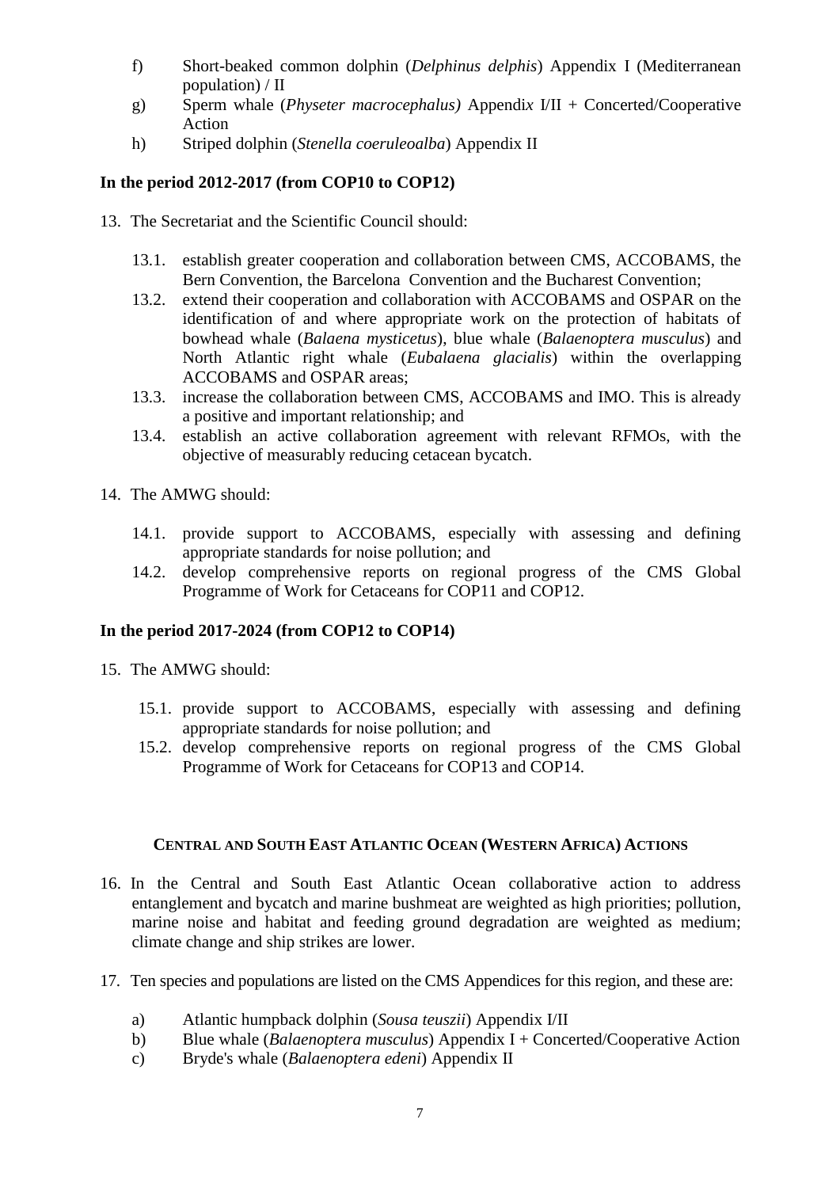f) Short-beaked common dolphin (*Delphinus delphis*) Appendix I (Mediterranean population) / II
g) Sperm whale (*Physeter macrocephalus)* Appendix I/II + Concerted/Cooperative Action
h) Striped dolphin (*Stenella coeruleoalba*) Appendix II

**In the period 2012-2017 (from COP10 to COP12)**

13. The Secretariat and the Scientific Council should:

 13.1. establish greater cooperation and collaboration between CMS, ACCOBAMS, the Bern Convention, the Barcelona Convention and the Bucharest Convention;
 13.2. extend their cooperation and collaboration with ACCOBAMS and OSPAR on the identification of and where appropriate work on the protection of habitats of bowhead whale (*Balaena mysticetus*), blue whale (*Balaenoptera musculus*) and North Atlantic right whale (*Eubalaena glacialis*) within the overlapping ACCOBAMS and OSPAR areas;
 13.3. increase the collaboration between CMS, ACCOBAMS and IMO. This is already a positive and important relationship; and
 13.4. establish an active collaboration agreement with relevant RFMOs, with the objective of measurably reducing cetacean bycatch.

14. The AMWG should:

 14.1. provide support to ACCOBAMS, especially with assessing and defining appropriate standards for noise pollution; and
 14.2. develop comprehensive reports on regional progress of the CMS Global Programme of Work for Cetaceans for COP11 and COP12.

**In the period 2017-2024 (from COP12 to COP14)**

15. The AMWG should:

 15.1. provide support to ACCOBAMS, especially with assessing and defining appropriate standards for noise pollution; and
 15.2. develop comprehensive reports on regional progress of the CMS Global Programme of Work for Cetaceans for COP13 and COP14.

## CENTRAL AND SOUTH EAST ATLANTIC OCEAN (WESTERN AFRICA) ACTIONS

16. In the Central and South East Atlantic Ocean collaborative action to address entanglement and bycatch and marine bushmeat are weighted as high priorities; pollution, marine noise and habitat and feeding ground degradation are weighted as medium; climate change and ship strikes are lower.

17. Ten species and populations are listed on the CMS Appendices for this region, and these are:

 a) Atlantic humpback dolphin (*Sousa teuszii*) Appendix I/II
 b) Blue whale (*Balaenoptera musculus*) Appendix I + Concerted/Cooperative Action
 c) Bryde's whale (*Balaenoptera edeni*) Appendix II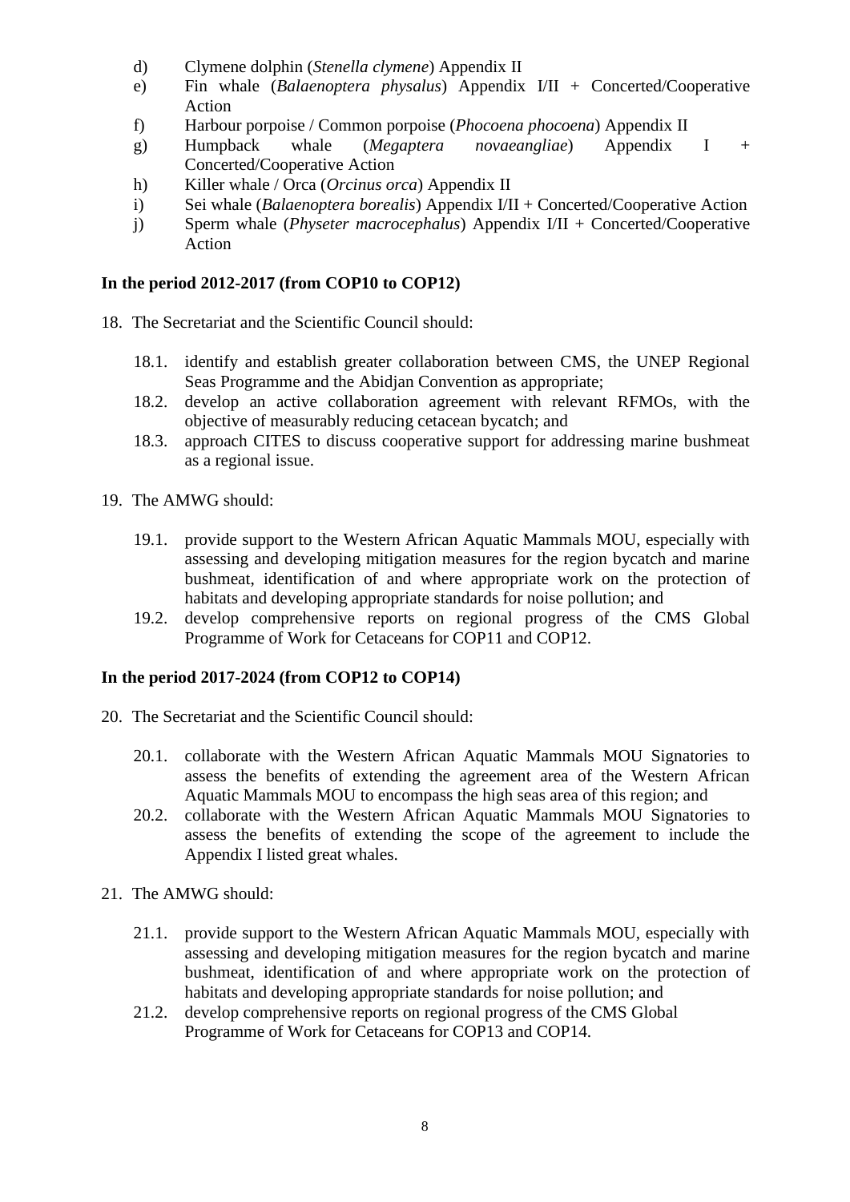d) Clymene dolphin (*Stenella clymene*) Appendix II
e) Fin whale (*Balaenoptera physalus*) Appendix I/II + Concerted/Cooperative Action
f) Harbour porpoise / Common porpoise (*Phocoena phocoena*) Appendix II
g) Humpback whale (*Megaptera novaeangliae*) Appendix I + Concerted/Cooperative Action
h) Killer whale / Orca (*Orcinus orca*) Appendix II
i) Sei whale (*Balaenoptera borealis*) Appendix I/II + Concerted/Cooperative Action
j) Sperm whale (*Physeter macrocephalus*) Appendix I/II + Concerted/Cooperative Action

**In the period 2012-2017 (from COP10 to COP12)**

18. The Secretariat and the Scientific Council should:

    18.1. identify and establish greater collaboration between CMS, the UNEP Regional Seas Programme and the Abidjan Convention as appropriate;
    18.2. develop an active collaboration agreement with relevant RFMOs, with the objective of measurably reducing cetacean bycatch; and
    18.3. approach CITES to discuss cooperative support for addressing marine bushmeat as a regional issue.

19. The AMWG should:

    19.1. provide support to the Western African Aquatic Mammals MOU, especially with assessing and developing mitigation measures for the region bycatch and marine bushmeat, identification of and where appropriate work on the protection of habitats and developing appropriate standards for noise pollution; and
    19.2. develop comprehensive reports on regional progress of the CMS Global Programme of Work for Cetaceans for COP11 and COP12.

**In the period 2017-2024 (from COP12 to COP14)**

20. The Secretariat and the Scientific Council should:

    20.1. collaborate with the Western African Aquatic Mammals MOU Signatories to assess the benefits of extending the agreement area of the Western African Aquatic Mammals MOU to encompass the high seas area of this region; and
    20.2. collaborate with the Western African Aquatic Mammals MOU Signatories to assess the benefits of extending the scope of the agreement to include the Appendix I listed great whales.

21. The AMWG should:

    21.1. provide support to the Western African Aquatic Mammals MOU, especially with assessing and developing mitigation measures for the region bycatch and marine bushmeat, identification of and where appropriate work on the protection of habitats and developing appropriate standards for noise pollution; and
    21.2. develop comprehensive reports on regional progress of the CMS Global Programme of Work for Cetaceans for COP13 and COP14.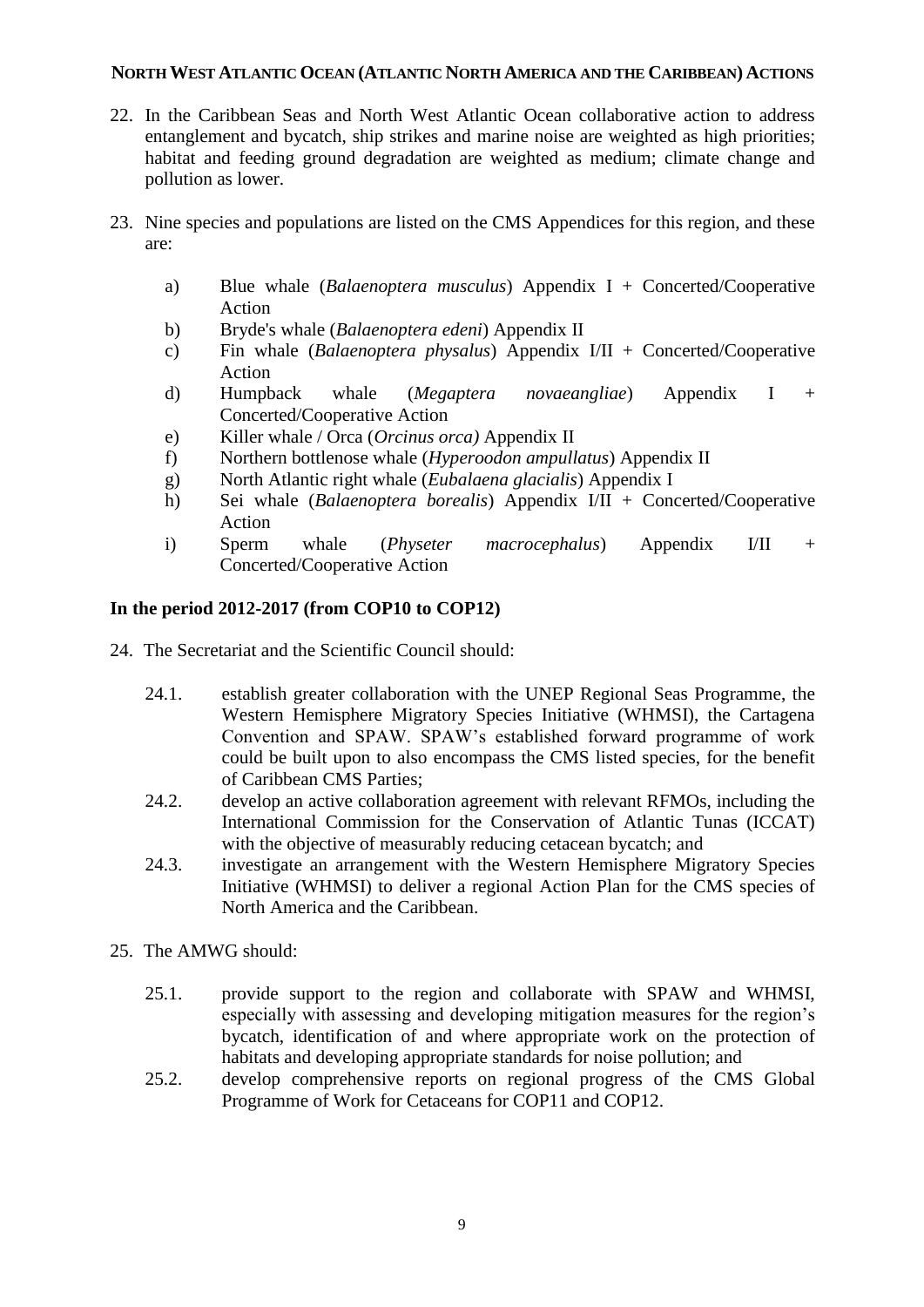### North West Atlantic Ocean (Atlantic North America and the Caribbean) Actions

22. In the Caribbean Seas and North West Atlantic Ocean collaborative action to address entanglement and bycatch, ship strikes and marine noise are weighted as high priorities; habitat and feeding ground degradation are weighted as medium; climate change and pollution as lower.

23. Nine species and populations are listed on the CMS Appendices for this region, and these are:

    a) Blue whale (*Balaenoptera musculus*) Appendix I + Concerted/Cooperative Action
    b) Bryde's whale (*Balaenoptera edeni*) Appendix II
    c) Fin whale (*Balaenoptera physalus*) Appendix I/II + Concerted/Cooperative Action
    d) Humpback whale (*Megaptera novaeangliae*) Appendix I + Concerted/Cooperative Action
    e) Killer whale / Orca (*Orcinus orca)* Appendix II
    f) Northern bottlenose whale (*Hyperoodon ampullatus*) Appendix II
    g) North Atlantic right whale (*Eubalaena glacialis*) Appendix I
    h) Sei whale (*Balaenoptera borealis*) Appendix I/II + Concerted/Cooperative Action
    i) Sperm whale (*Physeter macrocephalus*) Appendix I/II + Concerted/Cooperative Action

**In the period 2012-2017 (from COP10 to COP12)**

24. The Secretariat and the Scientific Council should:

    24.1. establish greater collaboration with the UNEP Regional Seas Programme, the Western Hemisphere Migratory Species Initiative (WHMSI), the Cartagena Convention and SPAW. SPAW's established forward programme of work could be built upon to also encompass the CMS listed species, for the benefit of Caribbean CMS Parties;

    24.2. develop an active collaboration agreement with relevant RFMOs, including the International Commission for the Conservation of Atlantic Tunas (ICCAT) with the objective of measurably reducing cetacean bycatch; and

    24.3. investigate an arrangement with the Western Hemisphere Migratory Species Initiative (WHMSI) to deliver a regional Action Plan for the CMS species of North America and the Caribbean.

25. The AMWG should:

    25.1. provide support to the region and collaborate with SPAW and WHMSI, especially with assessing and developing mitigation measures for the region's bycatch, identification of and where appropriate work on the protection of habitats and developing appropriate standards for noise pollution; and

    25.2. develop comprehensive reports on regional progress of the CMS Global Programme of Work for Cetaceans for COP11 and COP12.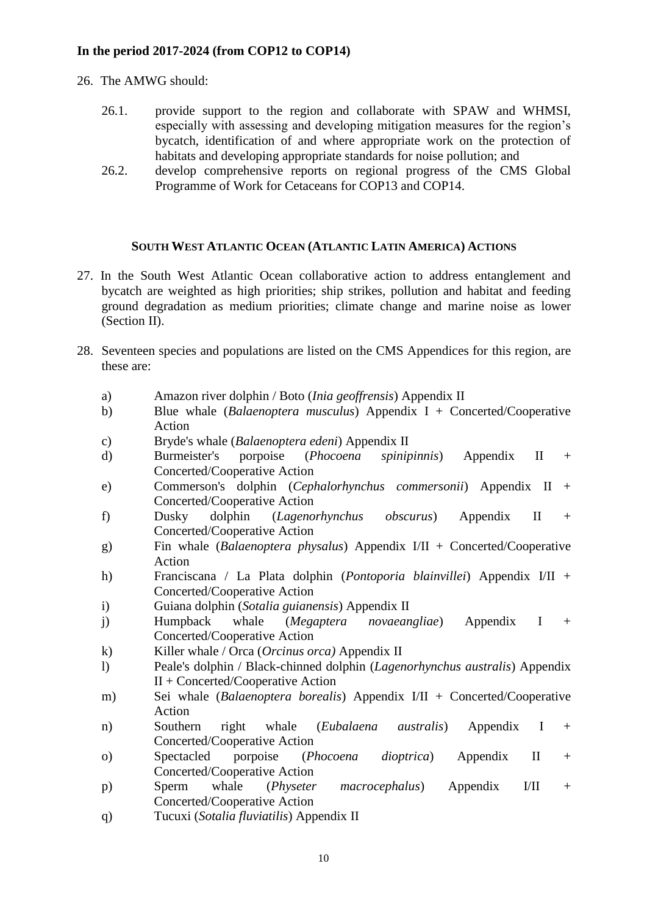**In the period 2017-2024 (from COP12 to COP14)**

26. The AMWG should:

    26.1. provide support to the region and collaborate with SPAW and WHMSI, especially with assessing and developing mitigation measures for the region's bycatch, identification of and where appropriate work on the protection of habitats and developing appropriate standards for noise pollution; and

    26.2. develop comprehensive reports on regional progress of the CMS Global Programme of Work for Cetaceans for COP13 and COP14.

## SOUTH WEST ATLANTIC OCEAN (ATLANTIC LATIN AMERICA) ACTIONS

27. In the South West Atlantic Ocean collaborative action to address entanglement and bycatch are weighted as high priorities; ship strikes, pollution and habitat and feeding ground degradation as medium priorities; climate change and marine noise as lower (Section II).

28. Seventeen species and populations are listed on the CMS Appendices for this region, are these are:

    a) Amazon river dolphin / Boto (*Inia geoffrensis*) Appendix II
    b) Blue whale (*Balaenoptera musculus*) Appendix I + Concerted/Cooperative Action
    c) Bryde's whale (*Balaenoptera edeni*) Appendix II
    d) Burmeister's porpoise (*Phocoena spinipinnis*) Appendix II + Concerted/Cooperative Action
    e) Commerson's dolphin (*Cephalorhynchus commersonii*) Appendix II + Concerted/Cooperative Action
    f) Dusky dolphin (*Lagenorhynchus obscurus*) Appendix II + Concerted/Cooperative Action
    g) Fin whale (*Balaenoptera physalus*) Appendix I/II + Concerted/Cooperative Action
    h) Franciscana / La Plata dolphin (*Pontoporia blainvillei*) Appendix I/II + Concerted/Cooperative Action
    i) Guiana dolphin (*Sotalia guianensis*) Appendix II
    j) Humpback whale (*Megaptera novaeangliae*) Appendix I + Concerted/Cooperative Action
    k) Killer whale / Orca (*Orcinus orca)* Appendix II
    l) Peale's dolphin / Black-chinned dolphin (*Lagenorhynchus australis*) Appendix II + Concerted/Cooperative Action
    m) Sei whale (*Balaenoptera borealis*) Appendix I/II + Concerted/Cooperative Action
    n) Southern right whale (*Eubalaena australis*) Appendix I + Concerted/Cooperative Action
    o) Spectacled porpoise (*Phocoena dioptrica*) Appendix II + Concerted/Cooperative Action
    p) Sperm whale (*Physeter macrocephalus*) Appendix I/II + Concerted/Cooperative Action
    q) Tucuxi (*Sotalia fluviatilis*) Appendix II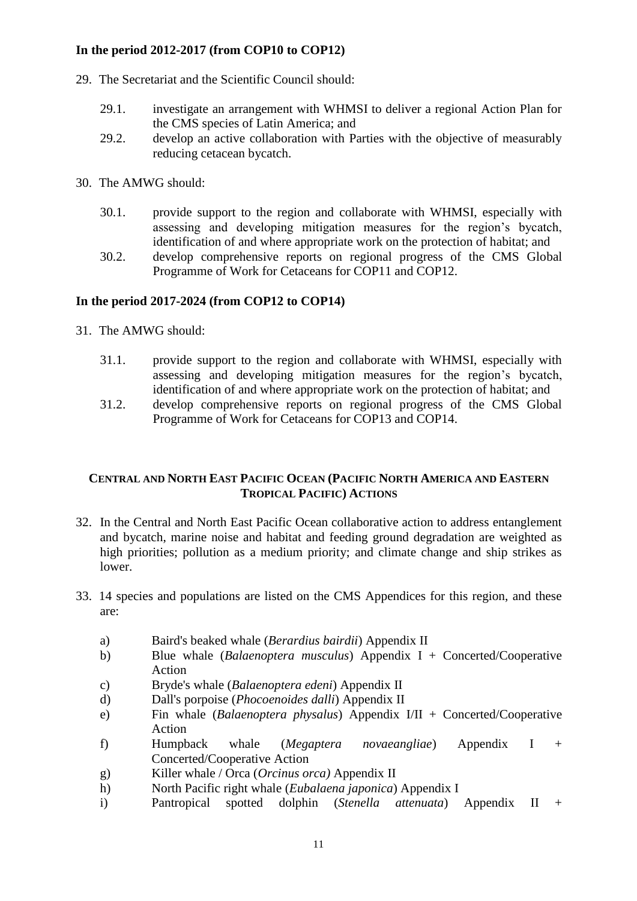**In the period 2012-2017 (from COP10 to COP12)**

29. The Secretariat and the Scientific Council should:

    29.1. investigate an arrangement with WHMSI to deliver a regional Action Plan for the CMS species of Latin America; and

    29.2. develop an active collaboration with Parties with the objective of measurably reducing cetacean bycatch.

30. The AMWG should:

    30.1. provide support to the region and collaborate with WHMSI, especially with assessing and developing mitigation measures for the region's bycatch, identification of and where appropriate work on the protection of habitat; and

    30.2. develop comprehensive reports on regional progress of the CMS Global Programme of Work for Cetaceans for COP11 and COP12.

**In the period 2017-2024 (from COP12 to COP14)**

31. The AMWG should:

    31.1. provide support to the region and collaborate with WHMSI, especially with assessing and developing mitigation measures for the region's bycatch, identification of and where appropriate work on the protection of habitat; and

    31.2. develop comprehensive reports on regional progress of the CMS Global Programme of Work for Cetaceans for COP13 and COP14.

## CENTRAL AND NORTH EAST PACIFIC OCEAN (PACIFIC NORTH AMERICA AND EASTERN TROPICAL PACIFIC) ACTIONS

32. In the Central and North East Pacific Ocean collaborative action to address entanglement and bycatch, marine noise and habitat and feeding ground degradation are weighted as high priorities; pollution as a medium priority; and climate change and ship strikes as lower.

33. 14 species and populations are listed on the CMS Appendices for this region, and these are:

    a) Baird's beaked whale (*Berardius bairdii*) Appendix II
    b) Blue whale (*Balaenoptera musculus*) Appendix I + Concerted/Cooperative Action
    c) Bryde's whale (*Balaenoptera edeni*) Appendix II
    d) Dall's porpoise (*Phocoenoides dalli*) Appendix II
    e) Fin whale (*Balaenoptera physalus*) Appendix I/II + Concerted/Cooperative Action
    f) Humpback whale (*Megaptera novaeangliae*) Appendix I + Concerted/Cooperative Action
    g) Killer whale / Orca (*Orcinus orca)* Appendix II
    h) North Pacific right whale (*Eubalaena japonica*) Appendix I
    i) Pantropical spotted dolphin (*Stenella attenuata*) Appendix II +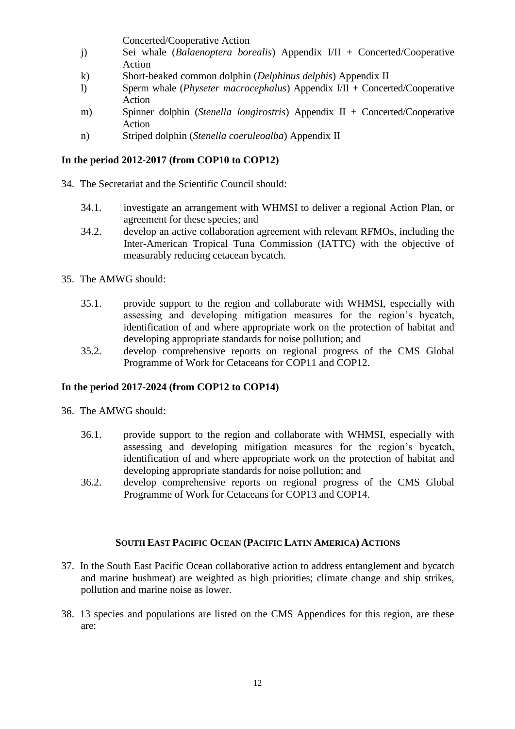Concerted/Cooperative Action

j) Sei whale (*Balaenoptera borealis*) Appendix I/II + Concerted/Cooperative Action
k) Short-beaked common dolphin (*Delphinus delphis*) Appendix II
l) Sperm whale (*Physeter macrocephalus*) Appendix I/II + Concerted/Cooperative Action
m) Spinner dolphin (*Stenella longirostris*) Appendix II + Concerted/Cooperative Action
n) Striped dolphin (*Stenella coeruleoalba*) Appendix II

**In the period 2012-2017 (from COP10 to COP12)**

34. The Secretariat and the Scientific Council should:

    34.1. investigate an arrangement with WHMSI to deliver a regional Action Plan, or agreement for these species; and
    34.2. develop an active collaboration agreement with relevant RFMOs, including the Inter-American Tropical Tuna Commission (IATTC) with the objective of measurably reducing cetacean bycatch.

35. The AMWG should:

    35.1. provide support to the region and collaborate with WHMSI, especially with assessing and developing mitigation measures for the region's bycatch, identification of and where appropriate work on the protection of habitat and developing appropriate standards for noise pollution; and
    35.2. develop comprehensive reports on regional progress of the CMS Global Programme of Work for Cetaceans for COP11 and COP12.

**In the period 2017-2024 (from COP12 to COP14)**

36. The AMWG should:

    36.1. provide support to the region and collaborate with WHMSI, especially with assessing and developing mitigation measures for the region's bycatch, identification of and where appropriate work on the protection of habitat and developing appropriate standards for noise pollution; and
    36.2. develop comprehensive reports on regional progress of the CMS Global Programme of Work for Cetaceans for COP13 and COP14.

**SOUTH EAST PACIFIC OCEAN (PACIFIC LATIN AMERICA) ACTIONS**

37. In the South East Pacific Ocean collaborative action to address entanglement and bycatch and marine bushmeat) are weighted as high priorities; climate change and ship strikes, pollution and marine noise as lower.

38. 13 species and populations are listed on the CMS Appendices for this region, are these are: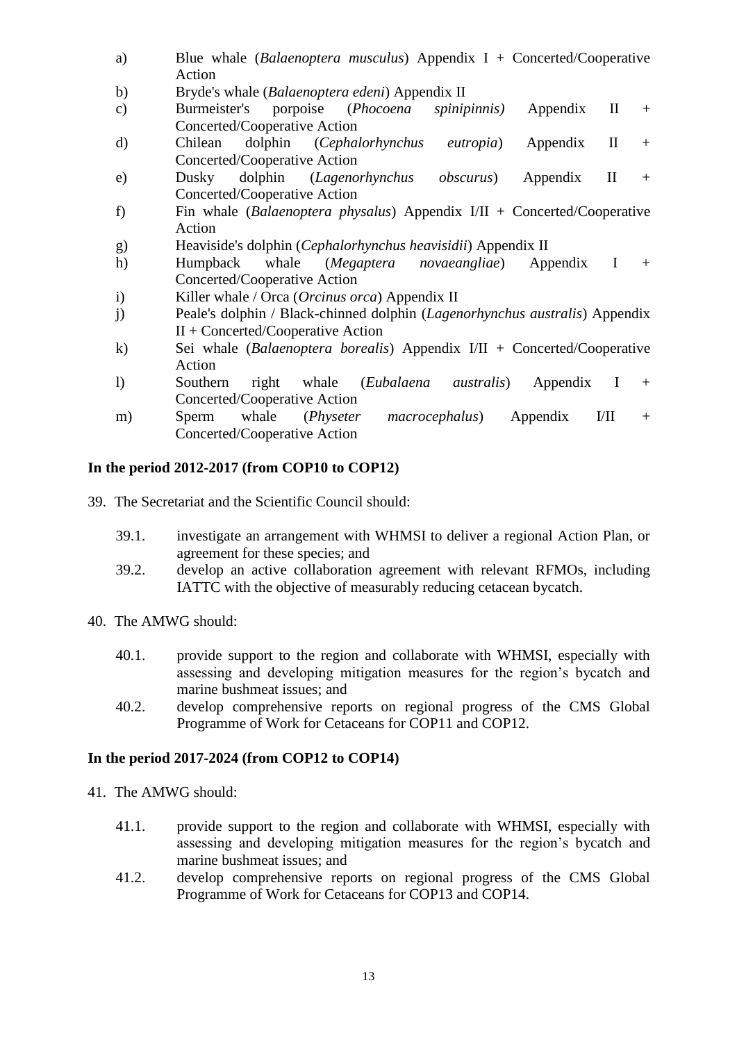a) Blue whale (*Balaenoptera musculus*) Appendix I + Concerted/Cooperative Action
b) Bryde's whale (*Balaenoptera edeni*) Appendix II
c) Burmeister's porpoise (*Phocoena spinipinnis)* Appendix II + Concerted/Cooperative Action
d) Chilean dolphin (*Cephalorhynchus eutropia*) Appendix II + Concerted/Cooperative Action
e) Dusky dolphin (*Lagenorhynchus obscurus*) Appendix II + Concerted/Cooperative Action
f) Fin whale (*Balaenoptera physalus*) Appendix I/II + Concerted/Cooperative Action
g) Heaviside's dolphin (*Cephalorhynchus heavisidii*) Appendix II
h) Humpback whale (*Megaptera novaeangliae*) Appendix I + Concerted/Cooperative Action
i) Killer whale / Orca (*Orcinus orca*) Appendix II
j) Peale's dolphin / Black-chinned dolphin (*Lagenorhynchus australis*) Appendix II + Concerted/Cooperative Action
k) Sei whale (*Balaenoptera borealis*) Appendix I/II + Concerted/Cooperative Action
l) Southern right whale (*Eubalaena australis*) Appendix I + Concerted/Cooperative Action
m) Sperm whale (*Physeter macrocephalus*) Appendix I/II + Concerted/Cooperative Action

**In the period 2012-2017 (from COP10 to COP12)**

39. The Secretariat and the Scientific Council should:

  39.1. investigate an arrangement with WHMSI to deliver a regional Action Plan, or agreement for these species; and

  39.2. develop an active collaboration agreement with relevant RFMOs, including IATTC with the objective of measurably reducing cetacean bycatch.

40. The AMWG should:

  40.1. provide support to the region and collaborate with WHMSI, especially with assessing and developing mitigation measures for the region's bycatch and marine bushmeat issues; and

  40.2. develop comprehensive reports on regional progress of the CMS Global Programme of Work for Cetaceans for COP11 and COP12.

**In the period 2017-2024 (from COP12 to COP14)**

41. The AMWG should:

  41.1. provide support to the region and collaborate with WHMSI, especially with assessing and developing mitigation measures for the region's bycatch and marine bushmeat issues; and

  41.2. develop comprehensive reports on regional progress of the CMS Global Programme of Work for Cetaceans for COP13 and COP14.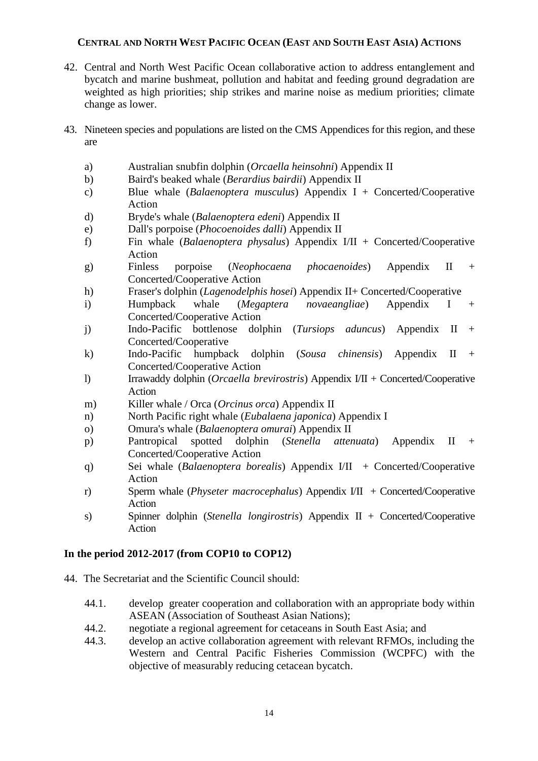### Central and North West Pacific Ocean (East and South East Asia) Actions

42. Central and North West Pacific Ocean collaborative action to address entanglement and bycatch and marine bushmeat, pollution and habitat and feeding ground degradation are weighted as high priorities; ship strikes and marine noise as medium priorities; climate change as lower.

43. Nineteen species and populations are listed on the CMS Appendices for this region, and these are

    a) Australian snubfin dolphin (*Orcaella heinsohni*) Appendix II
    b) Baird's beaked whale (*Berardius bairdii*) Appendix II
    c) Blue whale (*Balaenoptera musculus*) Appendix I + Concerted/Cooperative Action
    d) Bryde's whale (*Balaenoptera edeni*) Appendix II
    e) Dall's porpoise (*Phocoenoides dalli*) Appendix II
    f) Fin whale (*Balaenoptera physalus*) Appendix I/II + Concerted/Cooperative Action
    g) Finless porpoise (*Neophocaena phocaenoides*) Appendix II + Concerted/Cooperative Action
    h) Fraser's dolphin (*Lagenodelphis hosei*) Appendix II+ Concerted/Cooperative
    i) Humpback whale (*Megaptera novaeangliae*) Appendix I + Concerted/Cooperative Action
    j) Indo-Pacific bottlenose dolphin (*Tursiops aduncus*) Appendix II + Concerted/Cooperative
    k) Indo-Pacific humpback dolphin (*Sousa chinensis*) Appendix II + Concerted/Cooperative Action
    l) Irrawaddy dolphin (*Orcaella brevirostris*) Appendix I/II + Concerted/Cooperative Action
    m) Killer whale / Orca (*Orcinus orca*) Appendix II
    n) North Pacific right whale (*Eubalaena japonica*) Appendix I
    o) Omura's whale (*Balaenoptera omurai*) Appendix II
    p) Pantropical spotted dolphin (*Stenella attenuata*) Appendix II + Concerted/Cooperative Action
    q) Sei whale (*Balaenoptera borealis*) Appendix I/II + Concerted/Cooperative Action
    r) Sperm whale (*Physeter macrocephalus*) Appendix I/II + Concerted/Cooperative Action
    s) Spinner dolphin (*Stenella longirostris*) Appendix II + Concerted/Cooperative Action

**In the period 2012-2017 (from COP10 to COP12)**

44. The Secretariat and the Scientific Council should:

    44.1. develop greater cooperation and collaboration with an appropriate body within ASEAN (Association of Southeast Asian Nations);
    44.2. negotiate a regional agreement for cetaceans in South East Asia; and
    44.3. develop an active collaboration agreement with relevant RFMOs, including the Western and Central Pacific Fisheries Commission (WCPFC) with the objective of measurably reducing cetacean bycatch.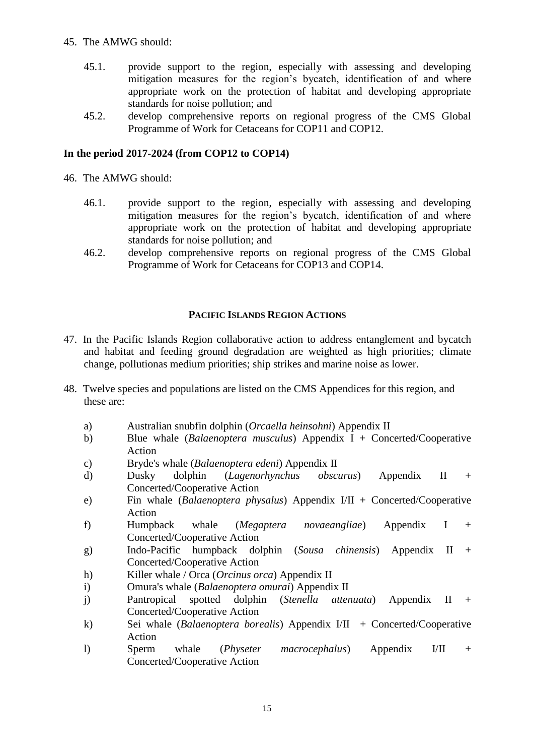45. The AMWG should:

    45.1. provide support to the region, especially with assessing and developing mitigation measures for the region's bycatch, identification of and where appropriate work on the protection of habitat and developing appropriate standards for noise pollution; and
    45.2. develop comprehensive reports on regional progress of the CMS Global Programme of Work for Cetaceans for COP11 and COP12.

**In the period 2017-2024 (from COP12 to COP14)**

46. The AMWG should:

    46.1. provide support to the region, especially with assessing and developing mitigation measures for the region's bycatch, identification of and where appropriate work on the protection of habitat and developing appropriate standards for noise pollution; and
    46.2. develop comprehensive reports on regional progress of the CMS Global Programme of Work for Cetaceans for COP13 and COP14.

**PACIFIC ISLANDS REGION ACTIONS**

47. In the Pacific Islands Region collaborative action to address entanglement and bycatch and habitat and feeding ground degradation are weighted as high priorities; climate change, pollutionas medium priorities; ship strikes and marine noise as lower.

48. Twelve species and populations are listed on the CMS Appendices for this region, and these are:

    a) Australian snubfin dolphin (*Orcaella heinsohni*) Appendix II
    b) Blue whale (*Balaenoptera musculus*) Appendix I + Concerted/Cooperative Action
    c) Bryde's whale (*Balaenoptera edeni*) Appendix II
    d) Dusky dolphin (*Lagenorhynchus obscurus*) Appendix II + Concerted/Cooperative Action
    e) Fin whale (*Balaenoptera physalus*) Appendix I/II + Concerted/Cooperative Action
    f) Humpback whale (*Megaptera novaeangliae*) Appendix I + Concerted/Cooperative Action
    g) Indo-Pacific humpback dolphin (*Sousa chinensis*) Appendix II + Concerted/Cooperative Action
    h) Killer whale / Orca (*Orcinus orca*) Appendix II
    i) Omura's whale (*Balaenoptera omurai*) Appendix II
    j) Pantropical spotted dolphin (*Stenella attenuata*) Appendix II + Concerted/Cooperative Action
    k) Sei whale (*Balaenoptera borealis*) Appendix I/II + Concerted/Cooperative Action
    l) Sperm whale (*Physeter macrocephalus*) Appendix I/II + Concerted/Cooperative Action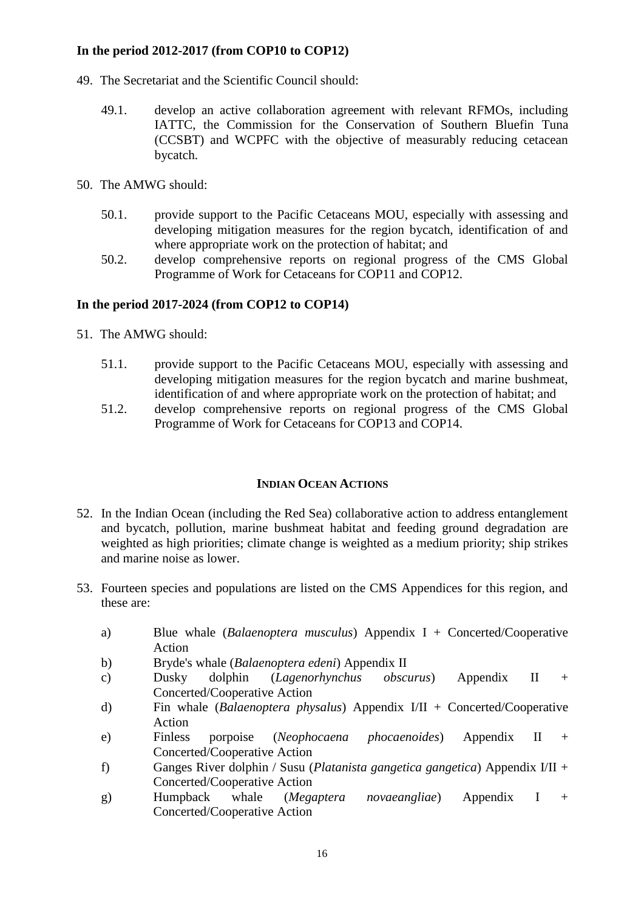**In the period 2012-2017 (from COP10 to COP12)**

49. The Secretariat and the Scientific Council should:

    49.1. develop an active collaboration agreement with relevant RFMOs, including IATTC, the Commission for the Conservation of Southern Bluefin Tuna (CCSBT) and WCPFC with the objective of measurably reducing cetacean bycatch.

50. The AMWG should:

    50.1. provide support to the Pacific Cetaceans MOU, especially with assessing and developing mitigation measures for the region bycatch, identification of and where appropriate work on the protection of habitat; and
    50.2. develop comprehensive reports on regional progress of the CMS Global Programme of Work for Cetaceans for COP11 and COP12.

**In the period 2017-2024 (from COP12 to COP14)**

51. The AMWG should:

    51.1. provide support to the Pacific Cetaceans MOU, especially with assessing and developing mitigation measures for the region bycatch and marine bushmeat, identification of and where appropriate work on the protection of habitat; and
    51.2. develop comprehensive reports on regional progress of the CMS Global Programme of Work for Cetaceans for COP13 and COP14.

## INDIAN OCEAN ACTIONS

52. In the Indian Ocean (including the Red Sea) collaborative action to address entanglement and bycatch, pollution, marine bushmeat habitat and feeding ground degradation are weighted as high priorities; climate change is weighted as a medium priority; ship strikes and marine noise as lower.

53. Fourteen species and populations are listed on the CMS Appendices for this region, and these are:

    a) Blue whale (*Balaenoptera musculus*) Appendix I + Concerted/Cooperative Action
    b) Bryde's whale (*Balaenoptera edeni*) Appendix II
    c) Dusky dolphin (*Lagenorhynchus obscurus*) Appendix II + Concerted/Cooperative Action
    d) Fin whale (*Balaenoptera physalus*) Appendix I/II + Concerted/Cooperative Action
    e) Finless porpoise (*Neophocaena phocaenoides*) Appendix II + Concerted/Cooperative Action
    f) Ganges River dolphin / Susu (*Platanista gangetica gangetica*) Appendix I/II + Concerted/Cooperative Action
    g) Humpback whale (*Megaptera novaeangliae*) Appendix I + Concerted/Cooperative Action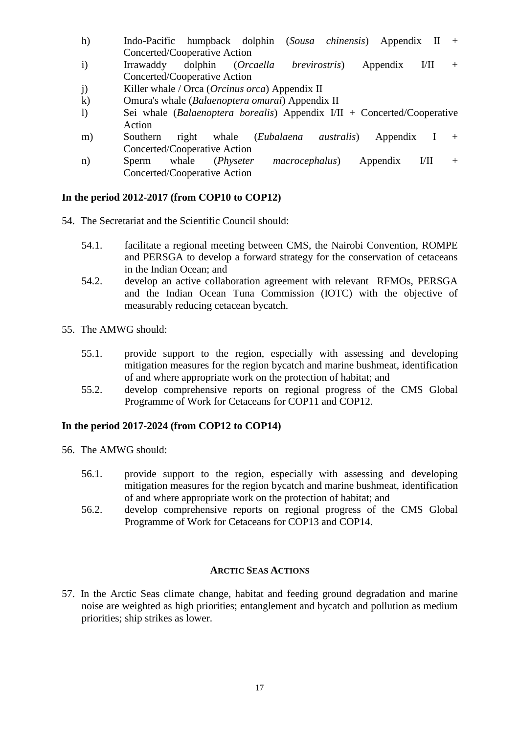h) Indo-Pacific humpback dolphin (*Sousa chinensis*) Appendix II + Concerted/Cooperative Action

i) Irrawaddy dolphin (*Orcaella brevirostris*) Appendix I/II + Concerted/Cooperative Action

j) Killer whale / Orca (*Orcinus orca*) Appendix II

k) Omura's whale (*Balaenoptera omurai*) Appendix II

l) Sei whale (*Balaenoptera borealis*) Appendix I/II + Concerted/Cooperative Action

m) Southern right whale (*Eubalaena australis*) Appendix I + Concerted/Cooperative Action

n) Sperm whale (*Physeter macrocephalus*) Appendix I/II + Concerted/Cooperative Action

**In the period 2012-2017 (from COP10 to COP12)**

54. The Secretariat and the Scientific Council should:

    54.1. facilitate a regional meeting between CMS, the Nairobi Convention, ROMPE and PERSGA to develop a forward strategy for the conservation of cetaceans in the Indian Ocean; and

    54.2. develop an active collaboration agreement with relevant RFMOs, PERSGA and the Indian Ocean Tuna Commission (IOTC) with the objective of measurably reducing cetacean bycatch.

55. The AMWG should:

    55.1. provide support to the region, especially with assessing and developing mitigation measures for the region bycatch and marine bushmeat, identification of and where appropriate work on the protection of habitat; and

    55.2. develop comprehensive reports on regional progress of the CMS Global Programme of Work for Cetaceans for COP11 and COP12.

**In the period 2017-2024 (from COP12 to COP14)**

56. The AMWG should:

    56.1. provide support to the region, especially with assessing and developing mitigation measures for the region bycatch and marine bushmeat, identification of and where appropriate work on the protection of habitat; and

    56.2. develop comprehensive reports on regional progress of the CMS Global Programme of Work for Cetaceans for COP13 and COP14.

## ARCTIC SEAS ACTIONS

57. In the Arctic Seas climate change, habitat and feeding ground degradation and marine noise are weighted as high priorities; entanglement and bycatch and pollution as medium priorities; ship strikes as lower.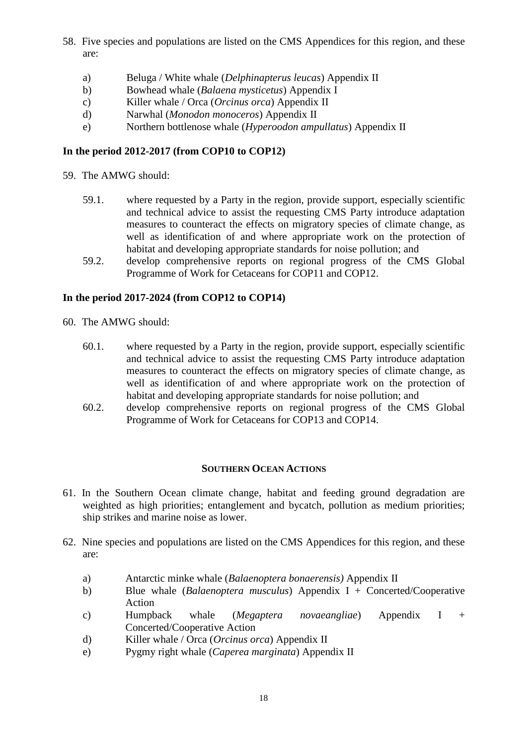58. Five species and populations are listed on the CMS Appendices for this region, and these are:

    a) Beluga / White whale (*Delphinapterus leucas*) Appendix II
    b) Bowhead whale (*Balaena mysticetus*) Appendix I
    c) Killer whale / Orca (*Orcinus orca*) Appendix II
    d) Narwhal (*Monodon monoceros*) Appendix II
    e) Northern bottlenose whale (*Hyperoodon ampullatus*) Appendix II

**In the period 2012-2017 (from COP10 to COP12)**

59. The AMWG should:

    59.1. where requested by a Party in the region, provide support, especially scientific and technical advice to assist the requesting CMS Party introduce adaptation measures to counteract the effects on migratory species of climate change, as well as identification of and where appropriate work on the protection of habitat and developing appropriate standards for noise pollution; and

    59.2. develop comprehensive reports on regional progress of the CMS Global Programme of Work for Cetaceans for COP11 and COP12.

**In the period 2017-2024 (from COP12 to COP14)**

60. The AMWG should:

    60.1. where requested by a Party in the region, provide support, especially scientific and technical advice to assist the requesting CMS Party introduce adaptation measures to counteract the effects on migratory species of climate change, as well as identification of and where appropriate work on the protection of habitat and developing appropriate standards for noise pollution; and

    60.2. develop comprehensive reports on regional progress of the CMS Global Programme of Work for Cetaceans for COP13 and COP14.

## SOUTHERN OCEAN ACTIONS

61. In the Southern Ocean climate change, habitat and feeding ground degradation are weighted as high priorities; entanglement and bycatch, pollution as medium priorities; ship strikes and marine noise as lower.

62. Nine species and populations are listed on the CMS Appendices for this region, and these are:

    a) Antarctic minke whale (*Balaenoptera bonaerensis)* Appendix II
    b) Blue whale (*Balaenoptera musculus*) Appendix I + Concerted/Cooperative Action
    c) Humpback whale (*Megaptera novaeangliae*) Appendix I + Concerted/Cooperative Action
    d) Killer whale / Orca (*Orcinus orca*) Appendix II
    e) Pygmy right whale (*Caperea marginata*) Appendix II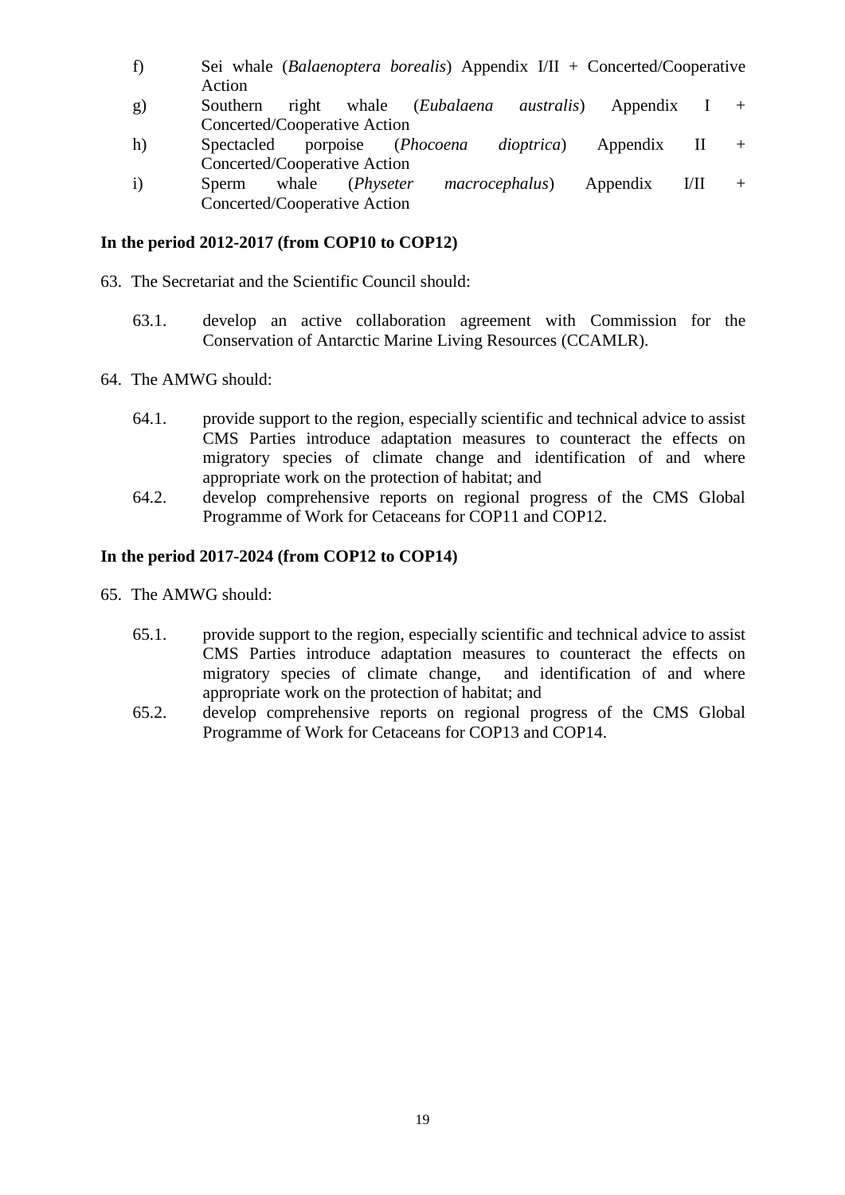f) Sei whale (*Balaenoptera borealis*) Appendix I/II + Concerted/Cooperative Action

g) Southern right whale (*Eubalaena australis*) Appendix I + Concerted/Cooperative Action

h) Spectacled porpoise (*Phocoena dioptrica*) Appendix II + Concerted/Cooperative Action

i) Sperm whale (*Physeter macrocephalus*) Appendix I/II + Concerted/Cooperative Action

**In the period 2012-2017 (from COP10 to COP12)**

63. The Secretariat and the Scientific Council should:

    63.1. develop an active collaboration agreement with Commission for the Conservation of Antarctic Marine Living Resources (CCAMLR).

64. The AMWG should:

    64.1. provide support to the region, especially scientific and technical advice to assist CMS Parties introduce adaptation measures to counteract the effects on migratory species of climate change and identification of and where appropriate work on the protection of habitat; and

    64.2. develop comprehensive reports on regional progress of the CMS Global Programme of Work for Cetaceans for COP11 and COP12.

**In the period 2017-2024 (from COP12 to COP14)**

65. The AMWG should:

    65.1. provide support to the region, especially scientific and technical advice to assist CMS Parties introduce adaptation measures to counteract the effects on migratory species of climate change, and identification of and where appropriate work on the protection of habitat; and

    65.2. develop comprehensive reports on regional progress of the CMS Global Programme of Work for Cetaceans for COP13 and COP14.